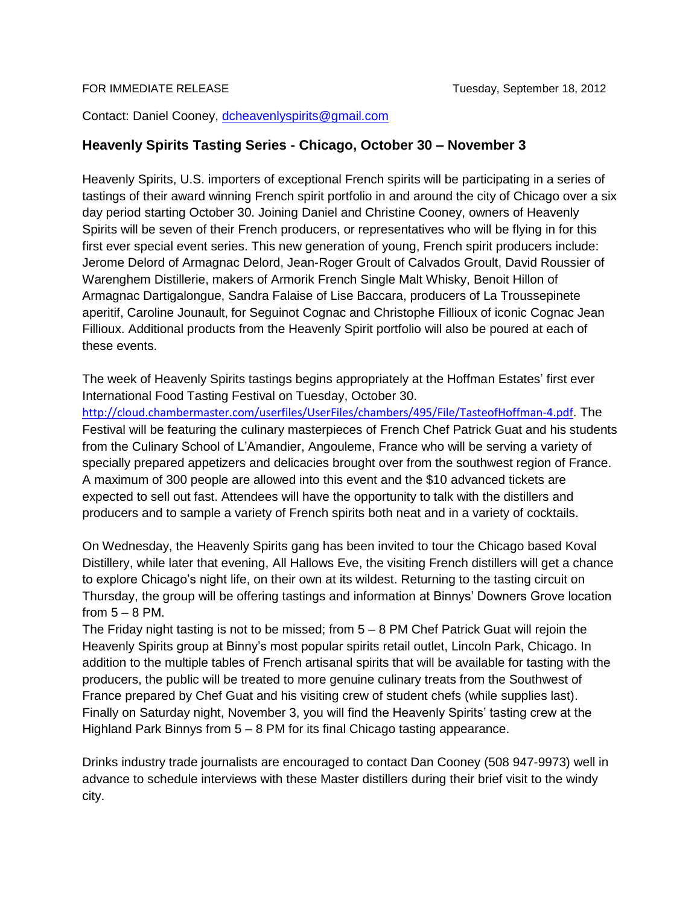FOR IMMEDIATE RELEASE Tuesday, September 18, 2012

Contact: Daniel Cooney, dcheavenlyspirits@gmail.com

## Heavenly Spirits Tasting Series - Chicago, October 30 – November 3

Heavenly Spirits, U.S. importers of exceptional French spirits will be participating in a series of tastings of their award winning French spirit portfolio in and around the city of Chicago over a six day period starting October 30. Joining Daniel and Christine Cooney, owners of Heavenly Spirits will be seven of their French producers, or representatives who will be flying in for this first ever special event series. This new generation of young, French spirit producers include: Jerome Delord of Armagnac Delord, Jean-Roger Groult of Calvados Groult, David Roussier of Warenghem Distillerie, makers of Armorik French Single Malt Whisky, Benoit Hillon of Armagnac Dartigalongue, Sandra Falaise of Lise Baccara, producers of La Troussepinete aperitif, Caroline Jounault, for Seguinot Cognac and Christophe Fillioux of iconic Cognac Jean Fillioux. Additional products from the Heavenly Spirit portfolio will also be poured at each of these events.

The week of Heavenly Spirits tastings begins appropriately at the Hoffman Estates' first ever International Food Tasting Festival on Tuesday, October 30. http://cloud.chambermaster.com/userfiles/UserFiles/chambers/495/File/TasteofHoffman-4.pdf. The Festival will be featuring the culinary masterpieces of French Chef Patrick Guat and his students from the Culinary School of L'Amandier, Angouleme, France who will be serving a variety of specially prepared appetizers and delicacies brought over from the southwest region of France. A maximum of 300 people are allowed into this event and the $10 advanced tickets are expected to sell out fast. Attendees will have the opportunity to talk with the distillers and producers and to sample a variety of French spirits both neat and in a variety of cocktails.

On Wednesday, the Heavenly Spirits gang has been invited to tour the Chicago based Koval Distillery, while later that evening, All Hallows Eve, the visiting French distillers will get a chance to explore Chicago's night life, on their own at its wildest. Returning to the tasting circuit on Thursday, the group will be offering tastings and information at Binnys' Downers Grove location from 5 – 8 PM.

The Friday night tasting is not to be missed; from 5 – 8 PM Chef Patrick Guat will rejoin the Heavenly Spirits group at Binny's most popular spirits retail outlet, Lincoln Park, Chicago. In addition to the multiple tables of French artisanal spirits that will be available for tasting with the producers, the public will be treated to more genuine culinary treats from the Southwest of France prepared by Chef Guat and his visiting crew of student chefs (while supplies last). Finally on Saturday night, November 3, you will find the Heavenly Spirits' tasting crew at the Highland Park Binnys from 5 – 8 PM for its final Chicago tasting appearance.

Drinks industry trade journalists are encouraged to contact Dan Cooney (508 947-9973) well in advance to schedule interviews with these Master distillers during their brief visit to the windy city.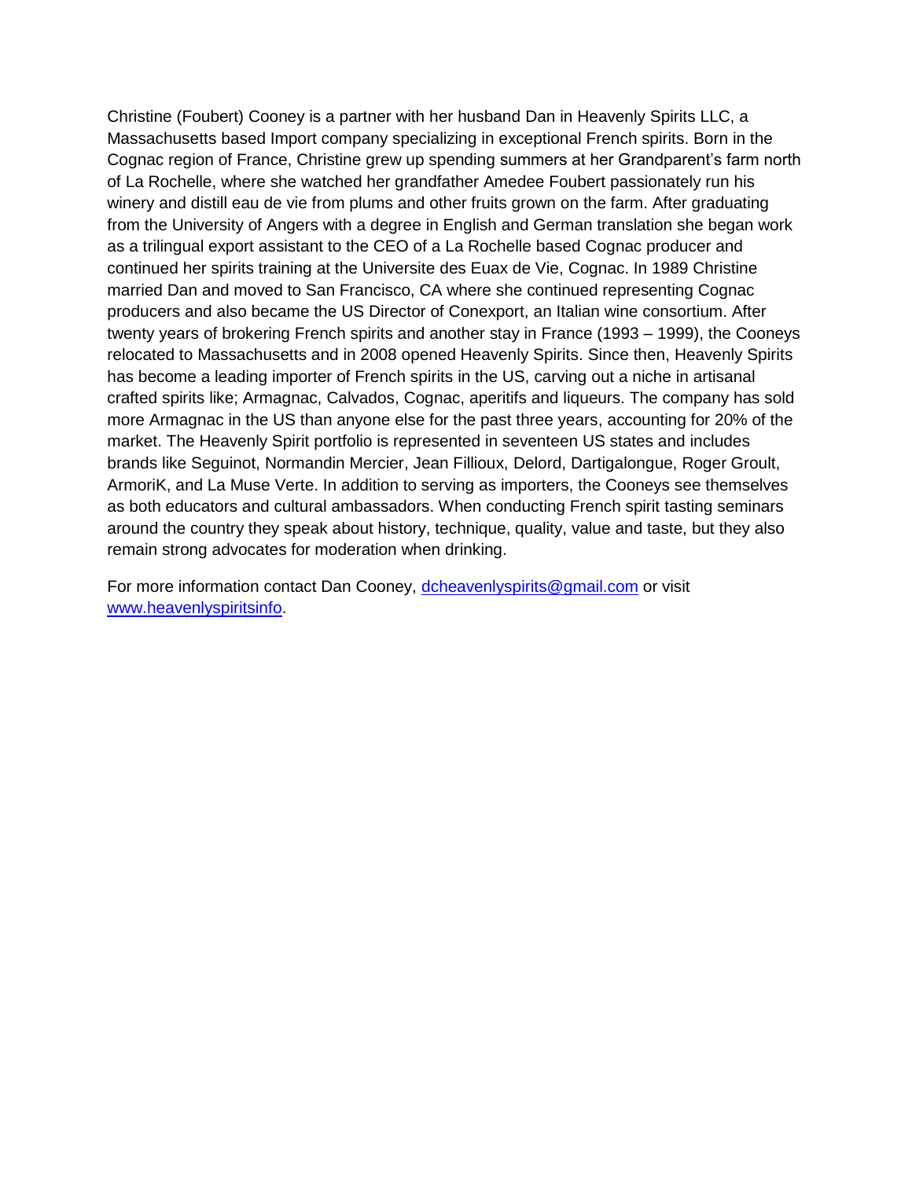Christine (Foubert) Cooney is a partner with her husband Dan in Heavenly Spirits LLC, a Massachusetts based Import company specializing in exceptional French spirits. Born in the Cognac region of France, Christine grew up spending summers at her Grandparent's farm north of La Rochelle, where she watched her grandfather Amedee Foubert passionately run his winery and distill eau de vie from plums and other fruits grown on the farm. After graduating from the University of Angers with a degree in English and German translation she began work as a trilingual export assistant to the CEO of a La Rochelle based Cognac producer and continued her spirits training at the Universite des Euax de Vie, Cognac. In 1989 Christine married Dan and moved to San Francisco, CA where she continued representing Cognac producers and also became the US Director of Conexport, an Italian wine consortium. After twenty years of brokering French spirits and another stay in France (1993 – 1999), the Cooneys relocated to Massachusetts and in 2008 opened Heavenly Spirits. Since then, Heavenly Spirits has become a leading importer of French spirits in the US, carving out a niche in artisanal crafted spirits like; Armagnac, Calvados, Cognac, aperitifs and liqueurs. The company has sold more Armagnac in the US than anyone else for the past three years, accounting for 20% of the market. The Heavenly Spirit portfolio is represented in seventeen US states and includes brands like Seguinot, Normandin Mercier, Jean Fillioux, Delord, Dartigalongue, Roger Groult, ArmoriK, and La Muse Verte. In addition to serving as importers, the Cooneys see themselves as both educators and cultural ambassadors. When conducting French spirit tasting seminars around the country they speak about history, technique, quality, value and taste, but they also remain strong advocates for moderation when drinking.

For more information contact Dan Cooney, dcheavenlyspirits@gmail.com or visit www.heavenlyspiritsinfo.